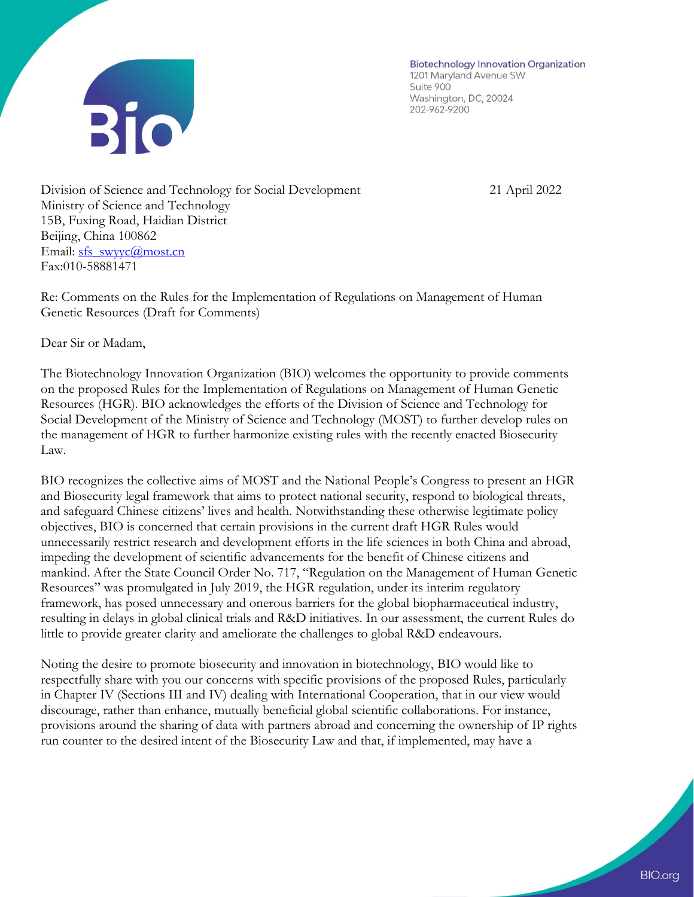Biotechnology Innovation Organization
1201 Maryland Avenue SW
Suite 900
Washington, DC, 20024
202-962-9200

Division of Science and Technology for Social Development
Ministry of Science and Technology
15B, Fuxing Road, Haidian District
Beijing, China 100862
Email: sfs_swyyc@most.cn
Fax:010-58881471

21 April 2022

Re: Comments on the Rules for the Implementation of Regulations on Management of Human Genetic Resources (Draft for Comments)

Dear Sir or Madam,

The Biotechnology Innovation Organization (BIO) welcomes the opportunity to provide comments on the proposed Rules for the Implementation of Regulations on Management of Human Genetic Resources (HGR). BIO acknowledges the efforts of the Division of Science and Technology for Social Development of the Ministry of Science and Technology (MOST) to further develop rules on the management of HGR to further harmonize existing rules with the recently enacted Biosecurity Law.

BIO recognizes the collective aims of MOST and the National People's Congress to present an HGR and Biosecurity legal framework that aims to protect national security, respond to biological threats, and safeguard Chinese citizens' lives and health. Notwithstanding these otherwise legitimate policy objectives, BIO is concerned that certain provisions in the current draft HGR Rules would unnecessarily restrict research and development efforts in the life sciences in both China and abroad, impeding the development of scientific advancements for the benefit of Chinese citizens and mankind. After the State Council Order No. 717, "Regulation on the Management of Human Genetic Resources" was promulgated in July 2019, the HGR regulation, under its interim regulatory framework, has posed unnecessary and onerous barriers for the global biopharmaceutical industry, resulting in delays in global clinical trials and R&D initiatives. In our assessment, the current Rules do little to provide greater clarity and ameliorate the challenges to global R&D endeavours.

Noting the desire to promote biosecurity and innovation in biotechnology, BIO would like to respectfully share with you our concerns with specific provisions of the proposed Rules, particularly in Chapter IV (Sections III and IV) dealing with International Cooperation, that in our view would discourage, rather than enhance, mutually beneficial global scientific collaborations. For instance, provisions around the sharing of data with partners abroad and concerning the ownership of IP rights run counter to the desired intent of the Biosecurity Law and that, if implemented, may have a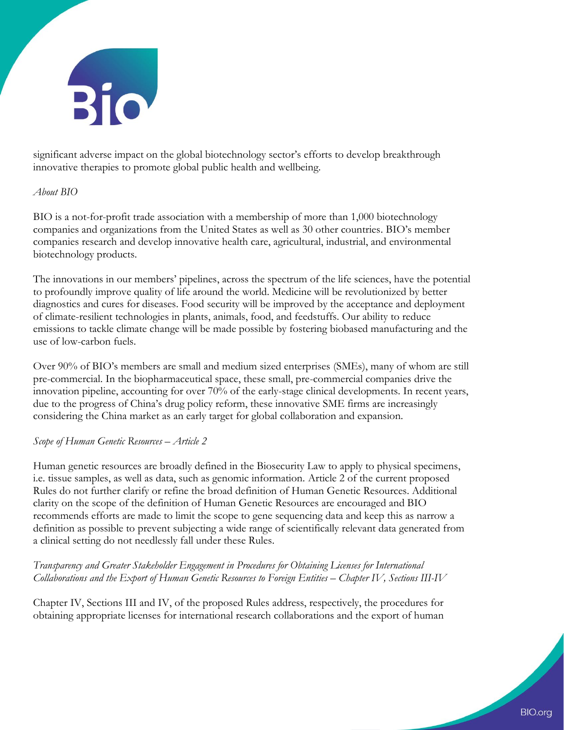significant adverse impact on the global biotechnology sector's efforts to develop breakthrough innovative therapies to promote global public health and wellbeing.

*About BIO*

BIO is a not-for-profit trade association with a membership of more than 1,000 biotechnology companies and organizations from the United States as well as 30 other countries. BIO's member companies research and develop innovative health care, agricultural, industrial, and environmental biotechnology products.

The innovations in our members' pipelines, across the spectrum of the life sciences, have the potential to profoundly improve quality of life around the world. Medicine will be revolutionized by better diagnostics and cures for diseases. Food security will be improved by the acceptance and deployment of climate-resilient technologies in plants, animals, food, and feedstuffs. Our ability to reduce emissions to tackle climate change will be made possible by fostering biobased manufacturing and the use of low-carbon fuels.

Over 90% of BIO's members are small and medium sized enterprises (SMEs), many of whom are still pre-commercial. In the biopharmaceutical space, these small, pre-commercial companies drive the innovation pipeline, accounting for over 70% of the early-stage clinical developments. In recent years, due to the progress of China's drug policy reform, these innovative SME firms are increasingly considering the China market as an early target for global collaboration and expansion.

*Scope of Human Genetic Resources – Article 2*

Human genetic resources are broadly defined in the Biosecurity Law to apply to physical specimens, i.e. tissue samples, as well as data, such as genomic information. Article 2 of the current proposed Rules do not further clarify or refine the broad definition of Human Genetic Resources. Additional clarity on the scope of the definition of Human Genetic Resources are encouraged and BIO recommends efforts are made to limit the scope to gene sequencing data and keep this as narrow a definition as possible to prevent subjecting a wide range of scientifically relevant data generated from a clinical setting do not needlessly fall under these Rules.

*Transparency and Greater Stakeholder Engagement in Procedures for Obtaining Licenses for International Collaborations and the Export of Human Genetic Resources to Foreign Entities – Chapter IV, Sections III-IV*

Chapter IV, Sections III and IV, of the proposed Rules address, respectively, the procedures for obtaining appropriate licenses for international research collaborations and the export of human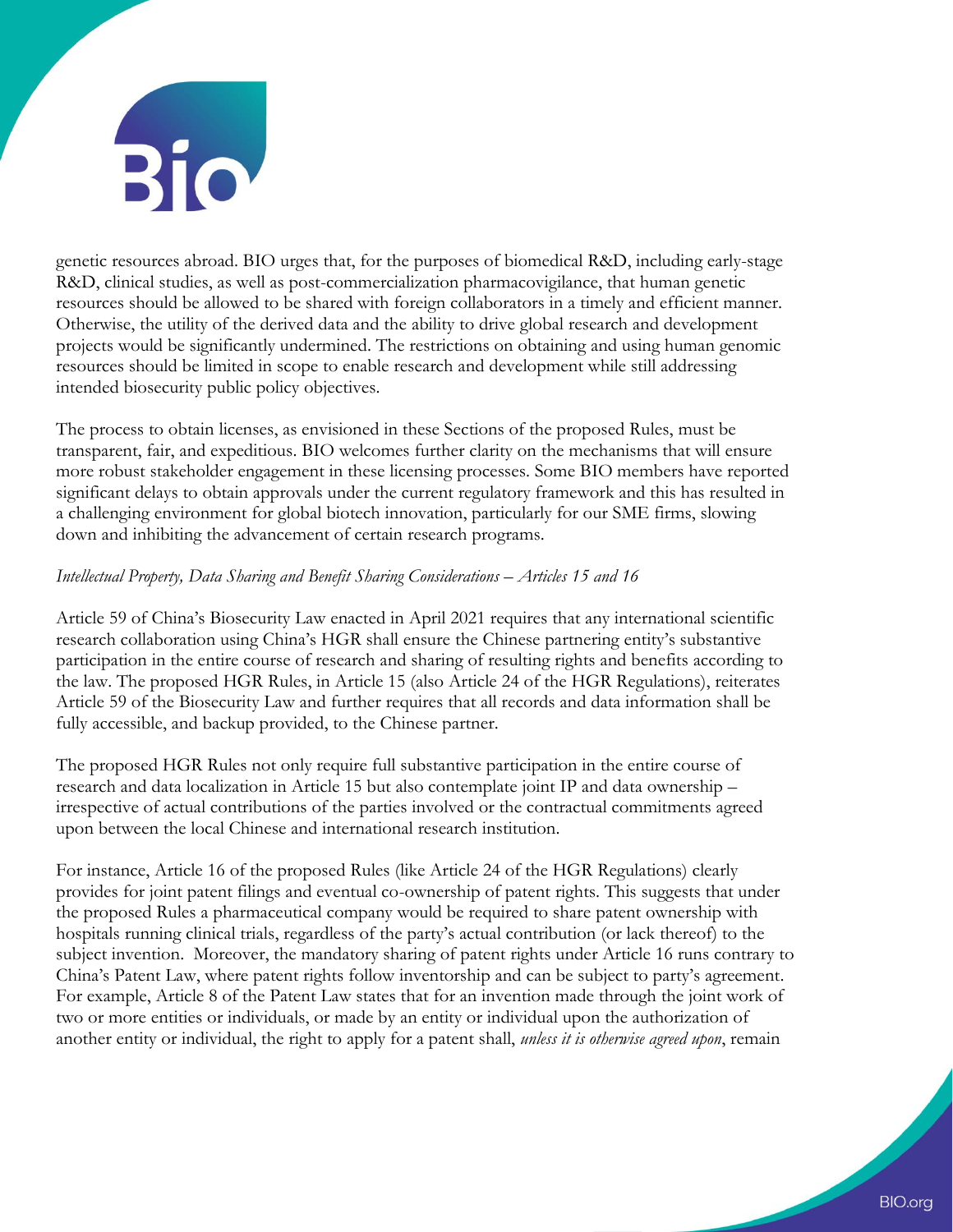genetic resources abroad. BIO urges that, for the purposes of biomedical R&D, including early-stage R&D, clinical studies, as well as post-commercialization pharmacovigilance, that human genetic resources should be allowed to be shared with foreign collaborators in a timely and efficient manner. Otherwise, the utility of the derived data and the ability to drive global research and development projects would be significantly undermined. The restrictions on obtaining and using human genomic resources should be limited in scope to enable research and development while still addressing intended biosecurity public policy objectives.

The process to obtain licenses, as envisioned in these Sections of the proposed Rules, must be transparent, fair, and expeditious. BIO welcomes further clarity on the mechanisms that will ensure more robust stakeholder engagement in these licensing processes. Some BIO members have reported significant delays to obtain approvals under the current regulatory framework and this has resulted in a challenging environment for global biotech innovation, particularly for our SME firms, slowing down and inhibiting the advancement of certain research programs.

*Intellectual Property, Data Sharing and Benefit Sharing Considerations – Articles 15 and 16*

Article 59 of China's Biosecurity Law enacted in April 2021 requires that any international scientific research collaboration using China's HGR shall ensure the Chinese partnering entity's substantive participation in the entire course of research and sharing of resulting rights and benefits according to the law. The proposed HGR Rules, in Article 15 (also Article 24 of the HGR Regulations), reiterates Article 59 of the Biosecurity Law and further requires that all records and data information shall be fully accessible, and backup provided, to the Chinese partner.

The proposed HGR Rules not only require full substantive participation in the entire course of research and data localization in Article 15 but also contemplate joint IP and data ownership – irrespective of actual contributions of the parties involved or the contractual commitments agreed upon between the local Chinese and international research institution.

For instance, Article 16 of the proposed Rules (like Article 24 of the HGR Regulations) clearly provides for joint patent filings and eventual co-ownership of patent rights. This suggests that under the proposed Rules a pharmaceutical company would be required to share patent ownership with hospitals running clinical trials, regardless of the party's actual contribution (or lack thereof) to the subject invention. Moreover, the mandatory sharing of patent rights under Article 16 runs contrary to China's Patent Law, where patent rights follow inventorship and can be subject to party's agreement. For example, Article 8 of the Patent Law states that for an invention made through the joint work of two or more entities or individuals, or made by an entity or individual upon the authorization of another entity or individual, the right to apply for a patent shall, *unless it is otherwise agreed upon*, remain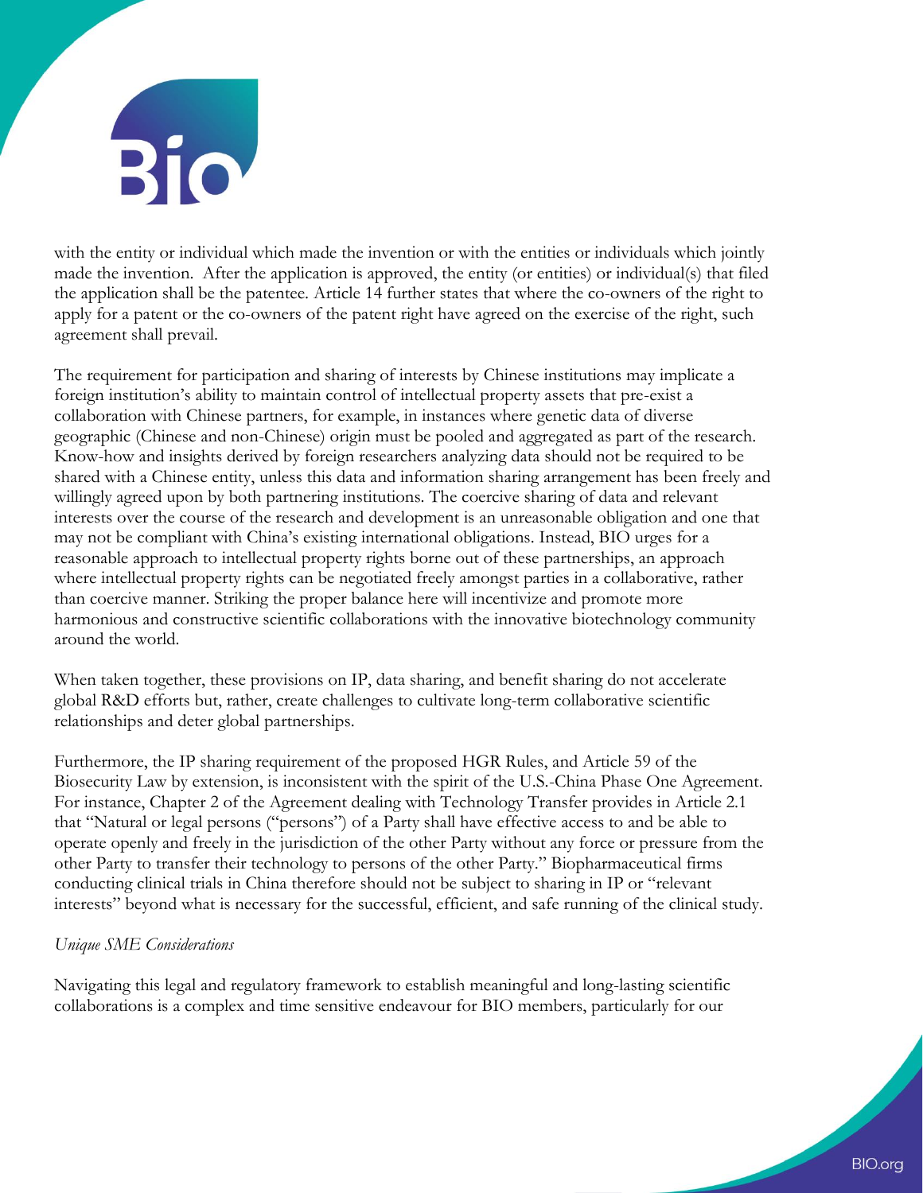with the entity or individual which made the invention or with the entities or individuals which jointly made the invention. After the application is approved, the entity (or entities) or individual(s) that filed the application shall be the patentee. Article 14 further states that where the co-owners of the right to apply for a patent or the co-owners of the patent right have agreed on the exercise of the right, such agreement shall prevail.

The requirement for participation and sharing of interests by Chinese institutions may implicate a foreign institution's ability to maintain control of intellectual property assets that pre-exist a collaboration with Chinese partners, for example, in instances where genetic data of diverse geographic (Chinese and non-Chinese) origin must be pooled and aggregated as part of the research. Know-how and insights derived by foreign researchers analyzing data should not be required to be shared with a Chinese entity, unless this data and information sharing arrangement has been freely and willingly agreed upon by both partnering institutions. The coercive sharing of data and relevant interests over the course of the research and development is an unreasonable obligation and one that may not be compliant with China's existing international obligations. Instead, BIO urges for a reasonable approach to intellectual property rights borne out of these partnerships, an approach where intellectual property rights can be negotiated freely amongst parties in a collaborative, rather than coercive manner. Striking the proper balance here will incentivize and promote more harmonious and constructive scientific collaborations with the innovative biotechnology community around the world.

When taken together, these provisions on IP, data sharing, and benefit sharing do not accelerate global R&D efforts but, rather, create challenges to cultivate long-term collaborative scientific relationships and deter global partnerships.

Furthermore, the IP sharing requirement of the proposed HGR Rules, and Article 59 of the Biosecurity Law by extension, is inconsistent with the spirit of the U.S.-China Phase One Agreement. For instance, Chapter 2 of the Agreement dealing with Technology Transfer provides in Article 2.1 that "Natural or legal persons ("persons") of a Party shall have effective access to and be able to operate openly and freely in the jurisdiction of the other Party without any force or pressure from the other Party to transfer their technology to persons of the other Party." Biopharmaceutical firms conducting clinical trials in China therefore should not be subject to sharing in IP or "relevant interests" beyond what is necessary for the successful, efficient, and safe running of the clinical study.

*Unique SME Considerations*

Navigating this legal and regulatory framework to establish meaningful and long-lasting scientific collaborations is a complex and time sensitive endeavour for BIO members, particularly for our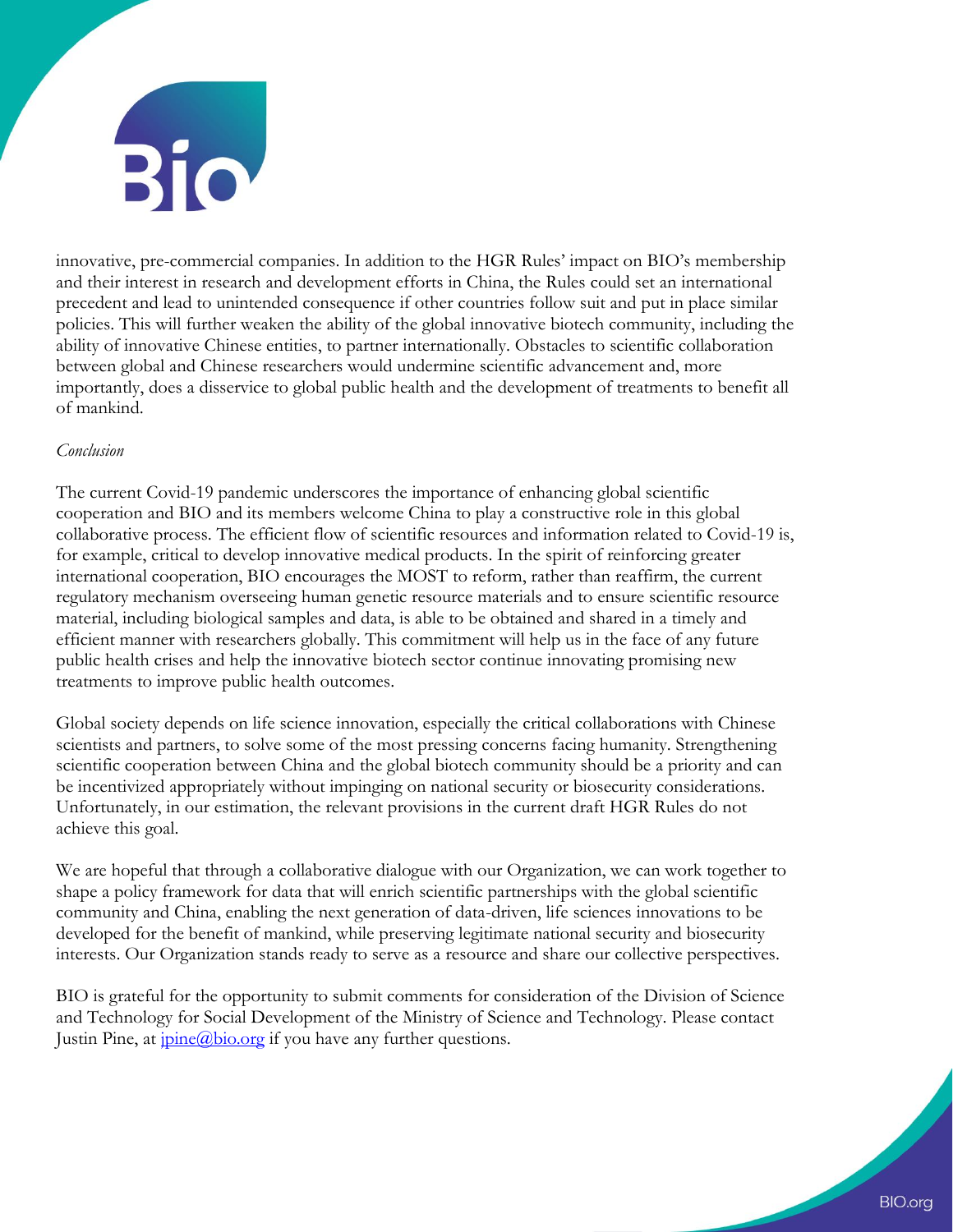innovative, pre-commercial companies. In addition to the HGR Rules' impact on BIO's membership and their interest in research and development efforts in China, the Rules could set an international precedent and lead to unintended consequence if other countries follow suit and put in place similar policies. This will further weaken the ability of the global innovative biotech community, including the ability of innovative Chinese entities, to partner internationally. Obstacles to scientific collaboration between global and Chinese researchers would undermine scientific advancement and, more importantly, does a disservice to global public health and the development of treatments to benefit all of mankind.

*Conclusion*

The current Covid-19 pandemic underscores the importance of enhancing global scientific cooperation and BIO and its members welcome China to play a constructive role in this global collaborative process. The efficient flow of scientific resources and information related to Covid-19 is, for example, critical to develop innovative medical products. In the spirit of reinforcing greater international cooperation, BIO encourages the MOST to reform, rather than reaffirm, the current regulatory mechanism overseeing human genetic resource materials and to ensure scientific resource material, including biological samples and data, is able to be obtained and shared in a timely and efficient manner with researchers globally. This commitment will help us in the face of any future public health crises and help the innovative biotech sector continue innovating promising new treatments to improve public health outcomes.

Global society depends on life science innovation, especially the critical collaborations with Chinese scientists and partners, to solve some of the most pressing concerns facing humanity. Strengthening scientific cooperation between China and the global biotech community should be a priority and can be incentivized appropriately without impinging on national security or biosecurity considerations. Unfortunately, in our estimation, the relevant provisions in the current draft HGR Rules do not achieve this goal.

We are hopeful that through a collaborative dialogue with our Organization, we can work together to shape a policy framework for data that will enrich scientific partnerships with the global scientific community and China, enabling the next generation of data-driven, life sciences innovations to be developed for the benefit of mankind, while preserving legitimate national security and biosecurity interests. Our Organization stands ready to serve as a resource and share our collective perspectives.

BIO is grateful for the opportunity to submit comments for consideration of the Division of Science and Technology for Social Development of the Ministry of Science and Technology. Please contact Justin Pine, at jpine@bio.org if you have any further questions.